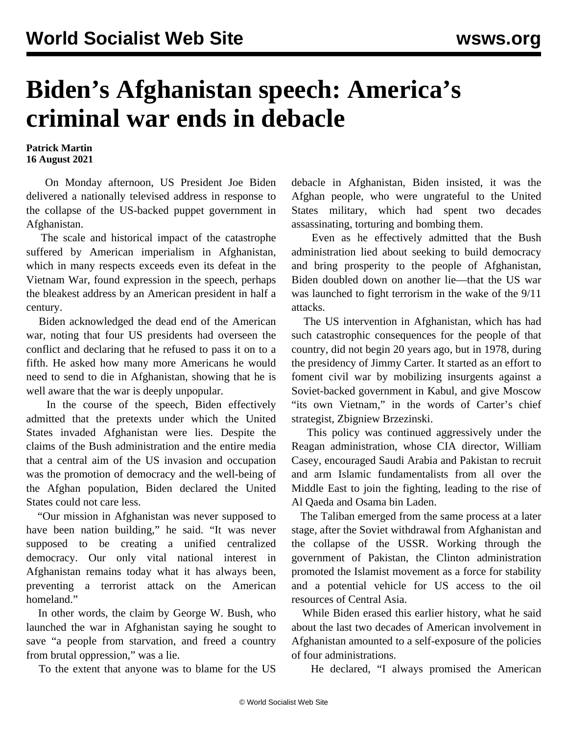# Biden's Afghanistan speech: America's criminal war ends in debacle

**Patrick Martin**
**16 August 2021**

On Monday afternoon, US President Joe Biden delivered a nationally televised address in response to the collapse of the US-backed puppet government in Afghanistan.

The scale and historical impact of the catastrophe suffered by American imperialism in Afghanistan, which in many respects exceeds even its defeat in the Vietnam War, found expression in the speech, perhaps the bleakest address by an American president in half a century.

Biden acknowledged the dead end of the American war, noting that four US presidents had overseen the conflict and declaring that he refused to pass it on to a fifth. He asked how many more Americans he would need to send to die in Afghanistan, showing that he is well aware that the war is deeply unpopular.

In the course of the speech, Biden effectively admitted that the pretexts under which the United States invaded Afghanistan were lies. Despite the claims of the Bush administration and the entire media that a central aim of the US invasion and occupation was the promotion of democracy and the well-being of the Afghan population, Biden declared the United States could not care less.

"Our mission in Afghanistan was never supposed to have been nation building," he said. "It was never supposed to be creating a unified centralized democracy. Our only vital national interest in Afghanistan remains today what it has always been, preventing a terrorist attack on the American homeland."

In other words, the claim by George W. Bush, who launched the war in Afghanistan saying he sought to save "a people from starvation, and freed a country from brutal oppression," was a lie.

To the extent that anyone was to blame for the US debacle in Afghanistan, Biden insisted, it was the Afghan people, who were ungrateful to the United States military, which had spent two decades assassinating, torturing and bombing them.

Even as he effectively admitted that the Bush administration lied about seeking to build democracy and bring prosperity to the people of Afghanistan, Biden doubled down on another lie—that the US war was launched to fight terrorism in the wake of the 9/11 attacks.

The US intervention in Afghanistan, which has had such catastrophic consequences for the people of that country, did not begin 20 years ago, but in 1978, during the presidency of Jimmy Carter. It started as an effort to foment civil war by mobilizing insurgents against a Soviet-backed government in Kabul, and give Moscow "its own Vietnam," in the words of Carter's chief strategist, Zbigniew Brzezinski.

This policy was continued aggressively under the Reagan administration, whose CIA director, William Casey, encouraged Saudi Arabia and Pakistan to recruit and arm Islamic fundamentalists from all over the Middle East to join the fighting, leading to the rise of Al Qaeda and Osama bin Laden.

The Taliban emerged from the same process at a later stage, after the Soviet withdrawal from Afghanistan and the collapse of the USSR. Working through the government of Pakistan, the Clinton administration promoted the Islamist movement as a force for stability and a potential vehicle for US access to the oil resources of Central Asia.

While Biden erased this earlier history, what he said about the last two decades of American involvement in Afghanistan amounted to a self-exposure of the policies of four administrations.

He declared, "I always promised the American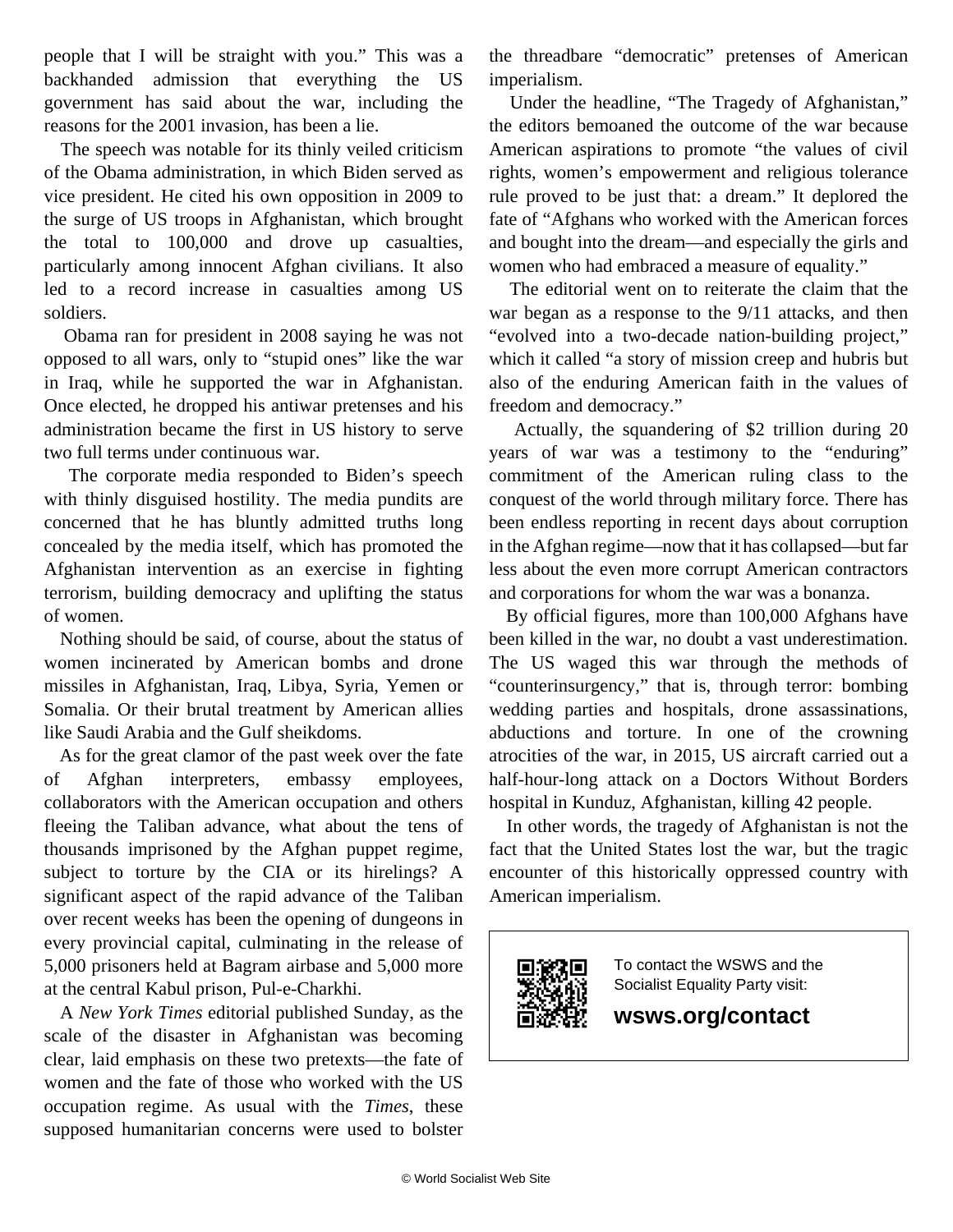people that I will be straight with you." This was a backhanded admission that everything the US government has said about the war, including the reasons for the 2001 invasion, has been a lie.

The speech was notable for its thinly veiled criticism of the Obama administration, in which Biden served as vice president. He cited his own opposition in 2009 to the surge of US troops in Afghanistan, which brought the total to 100,000 and drove up casualties, particularly among innocent Afghan civilians. It also led to a record increase in casualties among US soldiers.

Obama ran for president in 2008 saying he was not opposed to all wars, only to "stupid ones" like the war in Iraq, while he supported the war in Afghanistan. Once elected, he dropped his antiwar pretenses and his administration became the first in US history to serve two full terms under continuous war.

The corporate media responded to Biden's speech with thinly disguised hostility. The media pundits are concerned that he has bluntly admitted truths long concealed by the media itself, which has promoted the Afghanistan intervention as an exercise in fighting terrorism, building democracy and uplifting the status of women.

Nothing should be said, of course, about the status of women incinerated by American bombs and drone missiles in Afghanistan, Iraq, Libya, Syria, Yemen or Somalia. Or their brutal treatment by American allies like Saudi Arabia and the Gulf sheikdoms.

As for the great clamor of the past week over the fate of Afghan interpreters, embassy employees, collaborators with the American occupation and others fleeing the Taliban advance, what about the tens of thousands imprisoned by the Afghan puppet regime, subject to torture by the CIA or its hirelings? A significant aspect of the rapid advance of the Taliban over recent weeks has been the opening of dungeons in every provincial capital, culminating in the release of 5,000 prisoners held at Bagram airbase and 5,000 more at the central Kabul prison, Pul-e-Charkhi.

A *New York Times* editorial published Sunday, as the scale of the disaster in Afghanistan was becoming clear, laid emphasis on these two pretexts—the fate of women and the fate of those who worked with the US occupation regime. As usual with the *Times*, these supposed humanitarian concerns were used to bolster the threadbare "democratic" pretenses of American imperialism.

Under the headline, "The Tragedy of Afghanistan," the editors bemoaned the outcome of the war because American aspirations to promote "the values of civil rights, women's empowerment and religious tolerance rule proved to be just that: a dream." It deplored the fate of "Afghans who worked with the American forces and bought into the dream—and especially the girls and women who had embraced a measure of equality."

The editorial went on to reiterate the claim that the war began as a response to the 9/11 attacks, and then "evolved into a two-decade nation-building project," which it called "a story of mission creep and hubris but also of the enduring American faith in the values of freedom and democracy."

Actually, the squandering of $2 trillion during 20 years of war was a testimony to the "enduring" commitment of the American ruling class to the conquest of the world through military force. There has been endless reporting in recent days about corruption in the Afghan regime—now that it has collapsed—but far less about the even more corrupt American contractors and corporations for whom the war was a bonanza.

By official figures, more than 100,000 Afghans have been killed in the war, no doubt a vast underestimation. The US waged this war through the methods of "counterinsurgency," that is, through terror: bombing wedding parties and hospitals, drone assassinations, abductions and torture. In one of the crowning atrocities of the war, in 2015, US aircraft carried out a half-hour-long attack on a Doctors Without Borders hospital in Kunduz, Afghanistan, killing 42 people.

In other words, the tragedy of Afghanistan is not the fact that the United States lost the war, but the tragic encounter of this historically oppressed country with American imperialism.

To contact the WSWS and the Socialist Equality Party visit:

**wsws.org/contact**